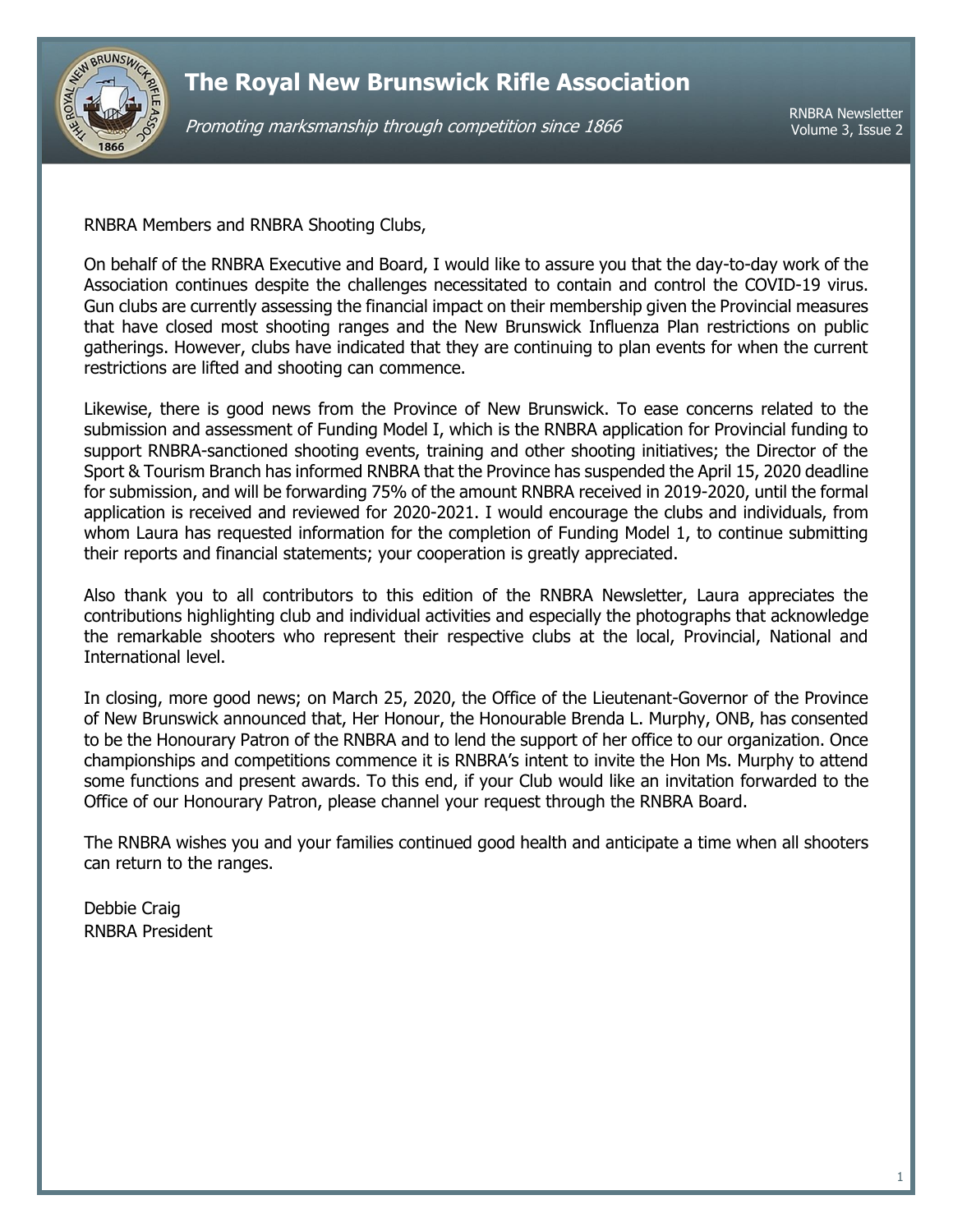# The Royal New Brunswick Rifle Association

*Promoting marksmanship through competition since 1866*

RNBRA Newsletter
Volume 3, Issue 2

RNBRA Members and RNBRA Shooting Clubs,

On behalf of the RNBRA Executive and Board, I would like to assure you that the day-to-day work of the Association continues despite the challenges necessitated to contain and control the COVID-19 virus. Gun clubs are currently assessing the financial impact on their membership given the Provincial measures that have closed most shooting ranges and the New Brunswick Influenza Plan restrictions on public gatherings. However, clubs have indicated that they are continuing to plan events for when the current restrictions are lifted and shooting can commence.

Likewise, there is good news from the Province of New Brunswick. To ease concerns related to the submission and assessment of Funding Model I, which is the RNBRA application for Provincial funding to support RNBRA-sanctioned shooting events, training and other shooting initiatives; the Director of the Sport & Tourism Branch has informed RNBRA that the Province has suspended the April 15, 2020 deadline for submission, and will be forwarding 75% of the amount RNBRA received in 2019-2020, until the formal application is received and reviewed for 2020-2021. I would encourage the clubs and individuals, from whom Laura has requested information for the completion of Funding Model 1, to continue submitting their reports and financial statements; your cooperation is greatly appreciated.

Also thank you to all contributors to this edition of the RNBRA Newsletter, Laura appreciates the contributions highlighting club and individual activities and especially the photographs that acknowledge the remarkable shooters who represent their respective clubs at the local, Provincial, National and International level.

In closing, more good news; on March 25, 2020, the Office of the Lieutenant-Governor of the Province of New Brunswick announced that, Her Honour, the Honourable Brenda L. Murphy, ONB, has consented to be the Honourary Patron of the RNBRA and to lend the support of her office to our organization. Once championships and competitions commence it is RNBRA's intent to invite the Hon Ms. Murphy to attend some functions and present awards. To this end, if your Club would like an invitation forwarded to the Office of our Honourary Patron, please channel your request through the RNBRA Board.

The RNBRA wishes you and your families continued good health and anticipate a time when all shooters can return to the ranges.

Debbie Craig
RNBRA President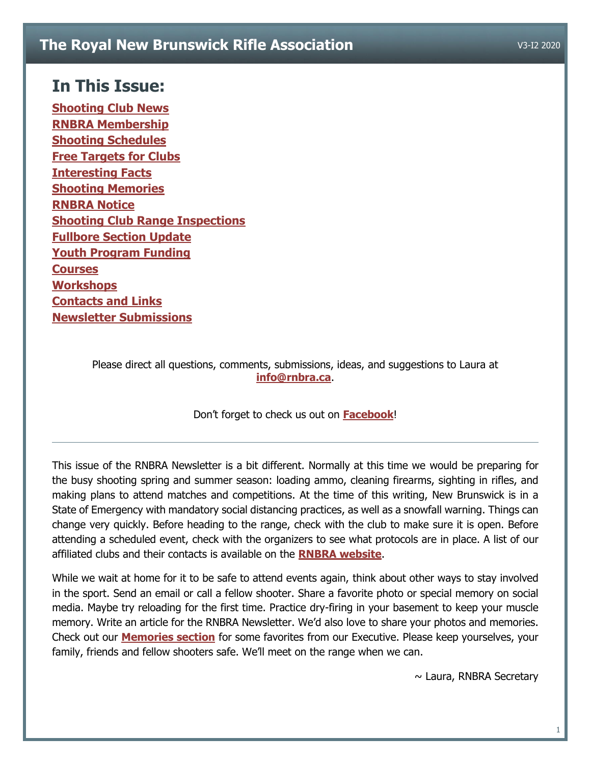# The Royal New Brunswick Rifle Association

V3-I2 2020

## In This Issue:

**Shooting Club News**
**RNBRA Membership**
**Shooting Schedules**
**Free Targets for Clubs**
**Interesting Facts**
**Shooting Memories**
**RNBRA Notice**
**Shooting Club Range Inspections**
**Fullbore Section Update**
**Youth Program Funding**
**Courses**
**Workshops**
**Contacts and Links**
**Newsletter Submissions**

Please direct all questions, comments, submissions, ideas, and suggestions to Laura at **info@rnbra.ca**.

Don't forget to check us out on **Facebook**!

---

This issue of the RNBRA Newsletter is a bit different. Normally at this time we would be preparing for the busy shooting spring and summer season: loading ammo, cleaning firearms, sighting in rifles, and making plans to attend matches and competitions. At the time of this writing, New Brunswick is in a State of Emergency with mandatory social distancing practices, as well as a snowfall warning. Things can change very quickly. Before heading to the range, check with the club to make sure it is open. Before attending a scheduled event, check with the organizers to see what protocols are in place. A list of our affiliated clubs and their contacts is available on the **RNBRA website**.

While we wait at home for it to be safe to attend events again, think about other ways to stay involved in the sport. Send an email or call a fellow shooter. Share a favorite photo or special memory on social media. Maybe try reloading for the first time. Practice dry-firing in your basement to keep your muscle memory. Write an article for the RNBRA Newsletter. We'd also love to share your photos and memories. Check out our **Memories section** for some favorites from our Executive. Please keep yourselves, your family, friends and fellow shooters safe. We'll meet on the range when we can.

~ Laura, RNBRA Secretary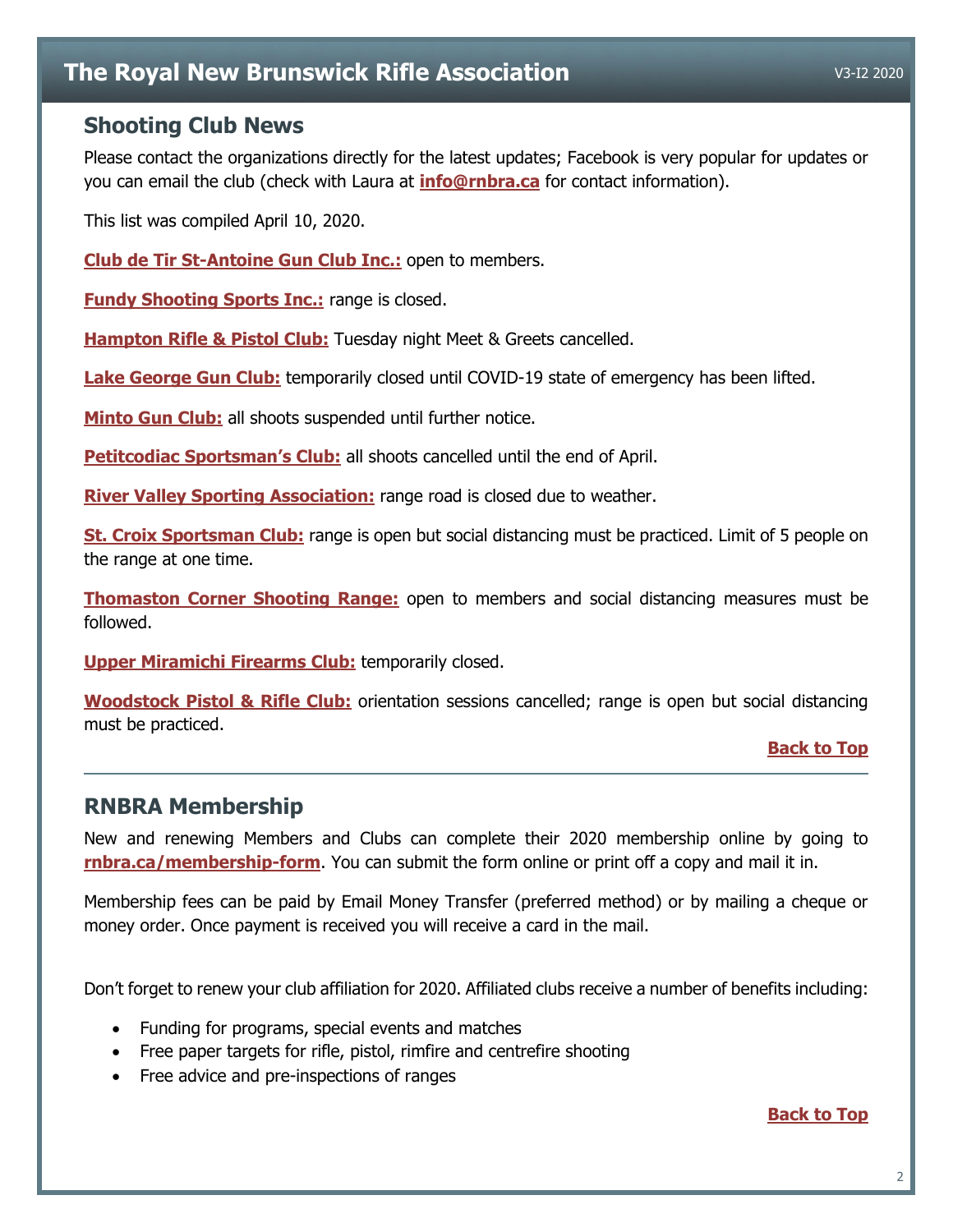## Shooting Club News

Please contact the organizations directly for the latest updates; Facebook is very popular for updates or you can email the club (check with Laura at **info@rnbra.ca** for contact information).

This list was compiled April 10, 2020.

**Club de Tir St-Antoine Gun Club Inc.:** open to members.

**Fundy Shooting Sports Inc.:** range is closed.

**Hampton Rifle & Pistol Club:** Tuesday night Meet & Greets cancelled.

**Lake George Gun Club:** temporarily closed until COVID-19 state of emergency has been lifted.

**Minto Gun Club:** all shoots suspended until further notice.

**Petitcodiac Sportsman's Club:** all shoots cancelled until the end of April.

**River Valley Sporting Association:** range road is closed due to weather.

**St. Croix Sportsman Club:** range is open but social distancing must be practiced. Limit of 5 people on the range at one time.

**Thomaston Corner Shooting Range:** open to members and social distancing measures must be followed.

**Upper Miramichi Firearms Club:** temporarily closed.

**Woodstock Pistol & Rifle Club:** orientation sessions cancelled; range is open but social distancing must be practiced.

**Back to Top**

---

## RNBRA Membership

New and renewing Members and Clubs can complete their 2020 membership online by going to **rnbra.ca/membership-form**. You can submit the form online or print off a copy and mail it in.

Membership fees can be paid by Email Money Transfer (preferred method) or by mailing a cheque or money order. Once payment is received you will receive a card in the mail.

Don't forget to renew your club affiliation for 2020. Affiliated clubs receive a number of benefits including:

- Funding for programs, special events and matches
- Free paper targets for rifle, pistol, rimfire and centrefire shooting
- Free advice and pre-inspections of ranges

**Back to Top**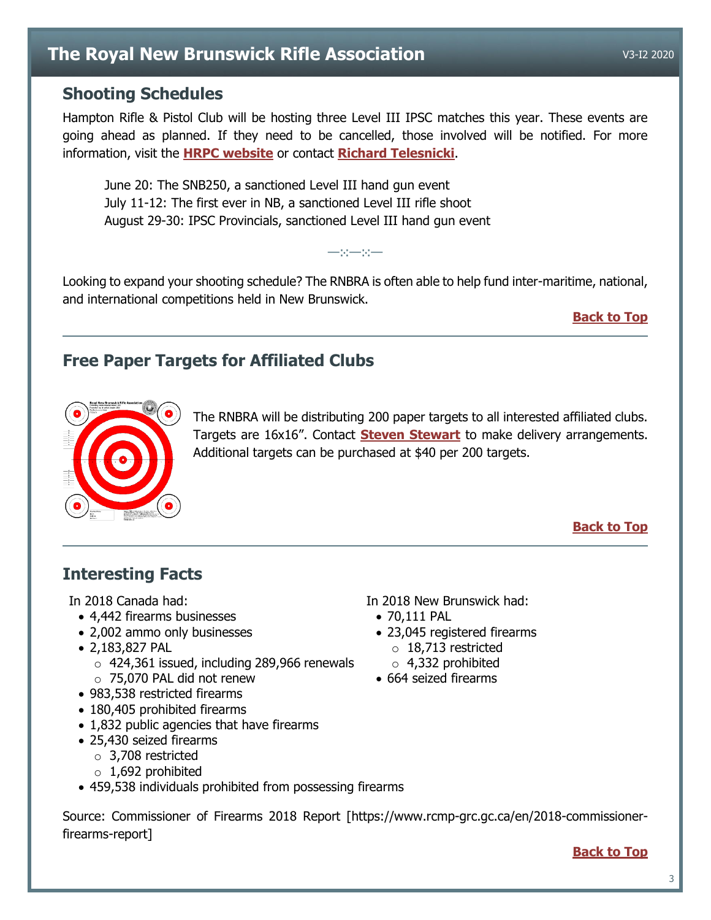## Shooting Schedules

Hampton Rifle & Pistol Club will be hosting three Level III IPSC matches this year. These events are going ahead as planned. If they need to be cancelled, those involved will be notified. For more information, visit the **HRPC website** or contact **Richard Telesnicki**.

June 20: The SNB250, a sanctioned Level III hand gun event
July 11-12: The first ever in NB, a sanctioned Level III rifle shoot
August 29-30: IPSC Provincials, sanctioned Level III hand gun event

—⁙—⁙—

Looking to expand your shooting schedule? The RNBRA is often able to help fund inter-maritime, national, and international competitions held in New Brunswick.

**Back to Top**

## Free Paper Targets for Affiliated Clubs

The RNBRA will be distributing 200 paper targets to all interested affiliated clubs. Targets are 16x16". Contact **Steven Stewart** to make delivery arrangements. Additional targets can be purchased at $40 per 200 targets.

**Back to Top**

## Interesting Facts

In 2018 Canada had:

- 4,442 firearms businesses
- 2,002 ammo only businesses
- 2,183,827 PAL
  - 424,361 issued, including 289,966 renewals
  - 75,070 PAL did not renew
- 983,538 restricted firearms
- 180,405 prohibited firearms
- 1,832 public agencies that have firearms
- 25,430 seized firearms
  - 3,708 restricted
  - 1,692 prohibited
- 459,538 individuals prohibited from possessing firearms

In 2018 New Brunswick had:

- 70,111 PAL
- 23,045 registered firearms
  - 18,713 restricted
  - 4,332 prohibited
- 664 seized firearms

Source: Commissioner of Firearms 2018 Report [https://www.rcmp-grc.gc.ca/en/2018-commissioner-firearms-report]

**Back to Top**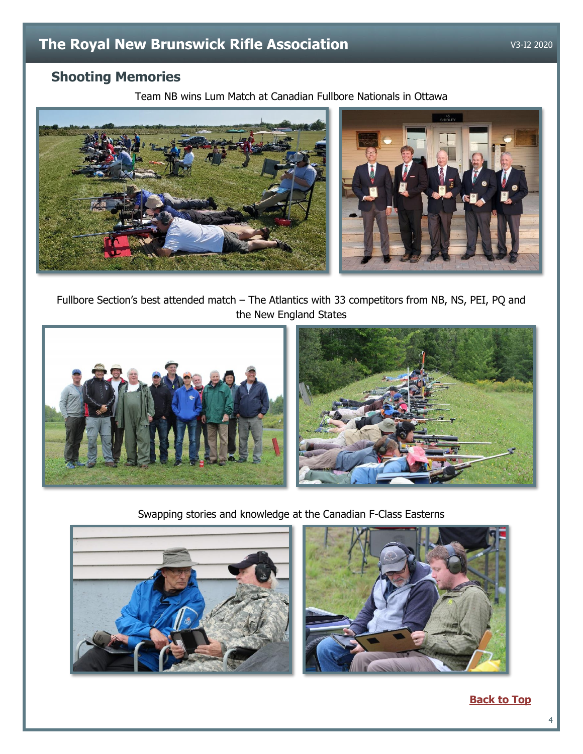## Shooting Memories

Team NB wins Lum Match at Canadian Fullbore Nationals in Ottawa

Fullbore Section's best attended match – The Atlantics with 33 competitors from NB, NS, PEI, PQ and the New England States

Swapping stories and knowledge at the Canadian F-Class Easterns

**Back to Top**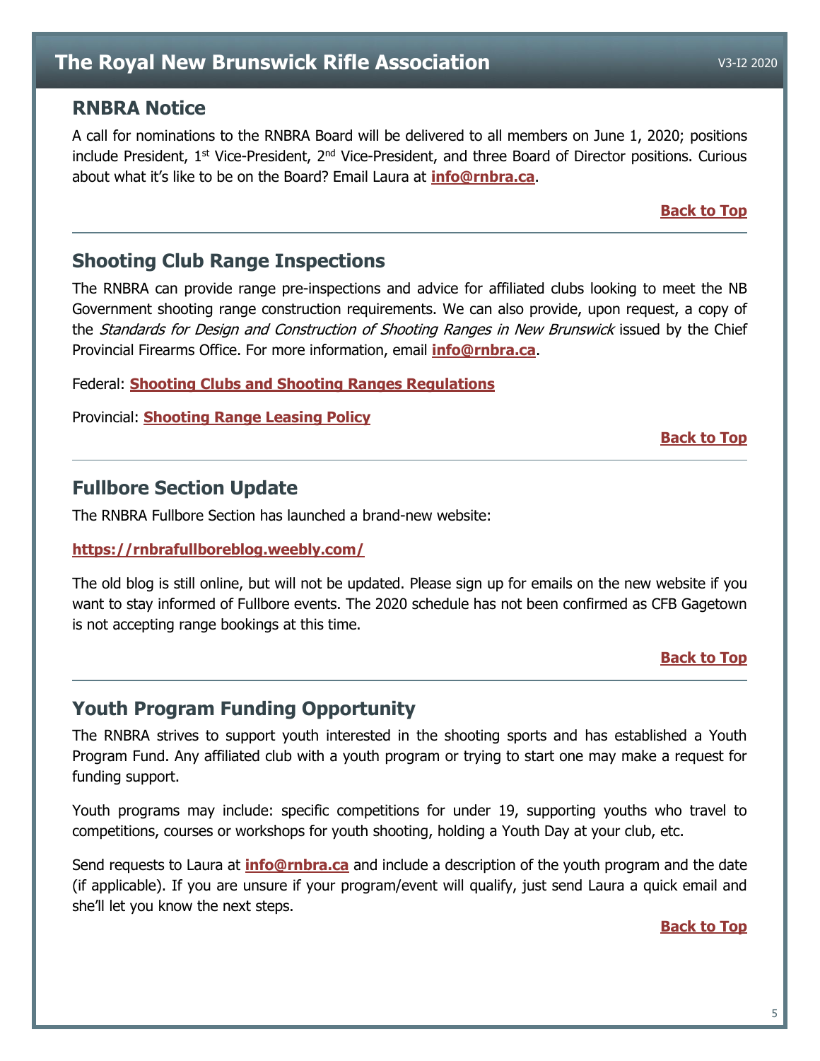## RNBRA Notice

A call for nominations to the RNBRA Board will be delivered to all members on June 1, 2020; positions include President, 1st Vice-President, 2nd Vice-President, and three Board of Director positions. Curious about what it's like to be on the Board? Email Laura at **info@rnbra.ca**.

**Back to Top**

## Shooting Club Range Inspections

The RNBRA can provide range pre-inspections and advice for affiliated clubs looking to meet the NB Government shooting range construction requirements. We can also provide, upon request, a copy of the *Standards for Design and Construction of Shooting Ranges in New Brunswick* issued by the Chief Provincial Firearms Office. For more information, email **info@rnbra.ca**.

Federal: **Shooting Clubs and Shooting Ranges Regulations**

Provincial: **Shooting Range Leasing Policy**

**Back to Top**

## Fullbore Section Update

The RNBRA Fullbore Section has launched a brand-new website:

**https://rnbrafullboreblog.weebly.com/**

The old blog is still online, but will not be updated. Please sign up for emails on the new website if you want to stay informed of Fullbore events. The 2020 schedule has not been confirmed as CFB Gagetown is not accepting range bookings at this time.

**Back to Top**

## Youth Program Funding Opportunity

The RNBRA strives to support youth interested in the shooting sports and has established a Youth Program Fund. Any affiliated club with a youth program or trying to start one may make a request for funding support.

Youth programs may include: specific competitions for under 19, supporting youths who travel to competitions, courses or workshops for youth shooting, holding a Youth Day at your club, etc.

Send requests to Laura at **info@rnbra.ca** and include a description of the youth program and the date (if applicable). If you are unsure if your program/event will qualify, just send Laura a quick email and she'll let you know the next steps.

**Back to Top**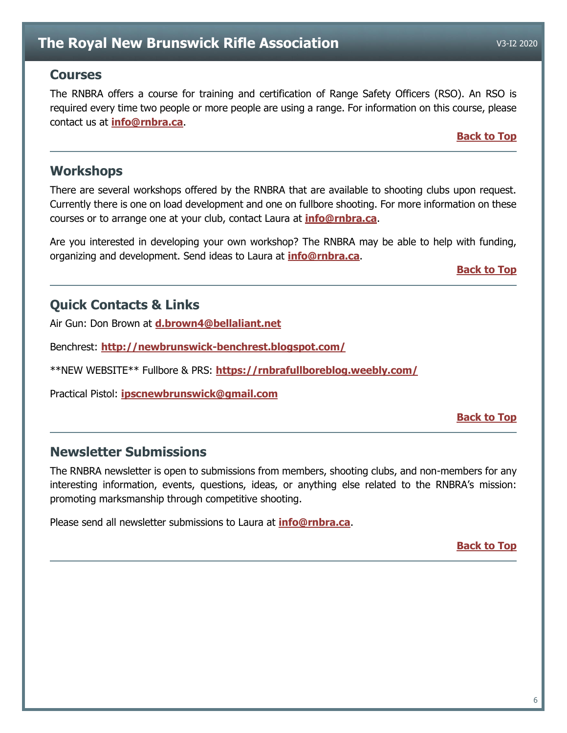## Courses

The RNBRA offers a course for training and certification of Range Safety Officers (RSO). An RSO is required every time two people or more people are using a range. For information on this course, please contact us at **info@rnbra.ca**.

**Back to Top**

---

## Workshops

There are several workshops offered by the RNBRA that are available to shooting clubs upon request. Currently there is one on load development and one on fullbore shooting. For more information on these courses or to arrange one at your club, contact Laura at **info@rnbra.ca**.

Are you interested in developing your own workshop? The RNBRA may be able to help with funding, organizing and development. Send ideas to Laura at **info@rnbra.ca**.

**Back to Top**

---

## Quick Contacts & Links

Air Gun: Don Brown at **d.brown4@bellaliant.net**

Benchrest: **http://newbrunswick-benchrest.blogspot.com/**

**NEW WEBSITE** Fullbore & PRS: **https://rnbrafullboreblog.weebly.com/**

Practical Pistol: **ipscnewbrunswick@gmail.com**

**Back to Top**

---

## Newsletter Submissions

The RNBRA newsletter is open to submissions from members, shooting clubs, and non-members for any interesting information, events, questions, ideas, or anything else related to the RNBRA's mission: promoting marksmanship through competitive shooting.

Please send all newsletter submissions to Laura at **info@rnbra.ca**.

**Back to Top**

---